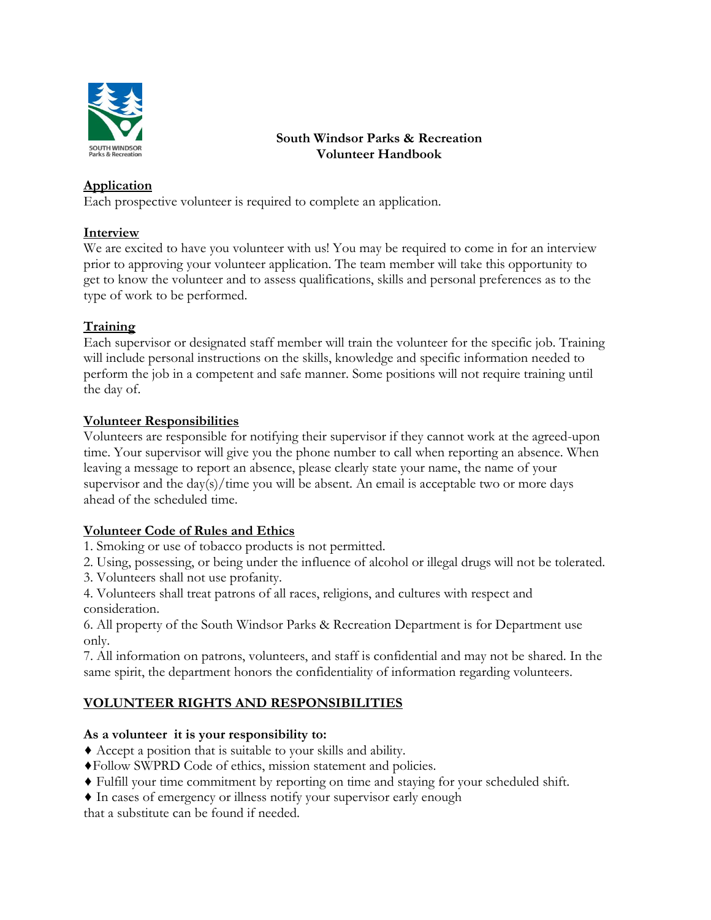# South Windsor Parks & Recreation Volunteer Handbook

## Application

Each prospective volunteer is required to complete an application.

## Interview

We are excited to have you volunteer with us! You may be required to come in for an interview prior to approving your volunteer application. The team member will take this opportunity to get to know the volunteer and to assess qualifications, skills and personal preferences as to the type of work to be performed.

## Training

Each supervisor or designated staff member will train the volunteer for the specific job. Training will include personal instructions on the skills, knowledge and specific information needed to perform the job in a competent and safe manner. Some positions will not require training until the day of.

## Volunteer Responsibilities

Volunteers are responsible for notifying their supervisor if they cannot work at the agreed-upon time. Your supervisor will give you the phone number to call when reporting an absence. When leaving a message to report an absence, please clearly state your name, the name of your supervisor and the day(s)/time you will be absent. An email is acceptable two or more days ahead of the scheduled time.

## Volunteer Code of Rules and Ethics

1. Smoking or use of tobacco products is not permitted.
2. Using, possessing, or being under the influence of alcohol or illegal drugs will not be tolerated.
3. Volunteers shall not use profanity.
4. Volunteers shall treat patrons of all races, religions, and cultures with respect and consideration.
6. All property of the South Windsor Parks & Recreation Department is for Department use only.
7. All information on patrons, volunteers, and staff is confidential and may not be shared. In the same spirit, the department honors the confidentiality of information regarding volunteers.

## VOLUNTEER RIGHTS AND RESPONSIBILITIES

**As a volunteer it is your responsibility to:**

- ♦ Accept a position that is suitable to your skills and ability.
- ♦ Follow SWPRD Code of ethics, mission statement and policies.
- ♦ Fulfill your time commitment by reporting on time and staying for your scheduled shift.
- ♦ In cases of emergency or illness notify your supervisor early enough that a substitute can be found if needed.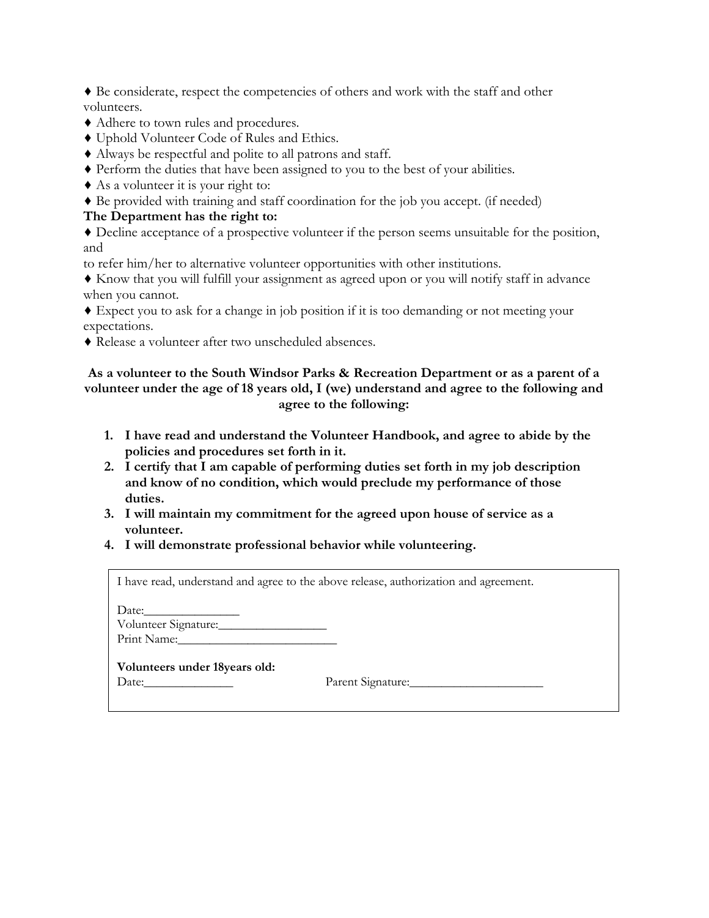♦ Be considerate, respect the competencies of others and work with the staff and other volunteers.

♦ Adhere to town rules and procedures.

♦ Uphold Volunteer Code of Rules and Ethics.

♦ Always be respectful and polite to all patrons and staff.

♦ Perform the duties that have been assigned to you to the best of your abilities.

♦ As a volunteer it is your right to:

♦ Be provided with training and staff coordination for the job you accept. (if needed)

**The Department has the right to:**

♦ Decline acceptance of a prospective volunteer if the person seems unsuitable for the position, and
to refer him/her to alternative volunteer opportunities with other institutions.

♦ Know that you will fulfill your assignment as agreed upon or you will notify staff in advance when you cannot.

♦ Expect you to ask for a change in job position if it is too demanding or not meeting your expectations.

♦ Release a volunteer after two unscheduled absences.

**As a volunteer to the South Windsor Parks & Recreation Department or as a parent of a volunteer under the age of 18 years old, I (we) understand and agree to the following and agree to the following:**

1. **I have read and understand the Volunteer Handbook, and agree to abide by the policies and procedures set forth in it.**
2. **I certify that I am capable of performing duties set forth in my job description and know of no condition, which would preclude my performance of those duties.**
3. **I will maintain my commitment for the agreed upon house of service as a volunteer.**
4. **I will demonstrate professional behavior while volunteering.**

I have read, understand and agree to the above release, authorization and agreement.

Date:_______________

Volunteer Signature:_________________

Print Name:_________________________

**Volunteers under 18years old:**

Date:______________ Parent Signature:_____________________